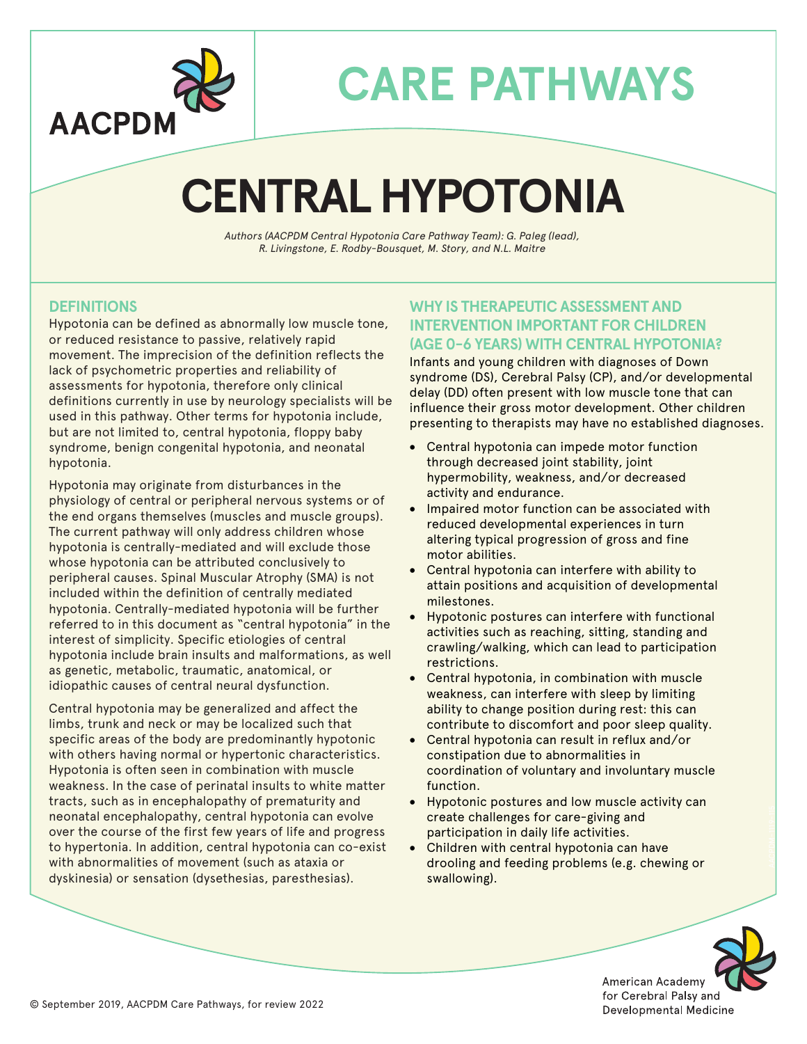AACPDM

# CARE PATHWAYS

# CENTRAL HYPOTONIA

*Authors (AACPDM Central Hypotonia Care Pathway Team): G. Paleg (lead), R. Livingstone, E. Rodby-Bousquet, M. Story, and N.L. Maitre*

## DEFINITIONS

Hypotonia can be defined as abnormally low muscle tone, or reduced resistance to passive, relatively rapid movement. The imprecision of the definition reflects the lack of psychometric properties and reliability of assessments for hypotonia, therefore only clinical definitions currently in use by neurology specialists will be used in this pathway. Other terms for hypotonia include, but are not limited to, central hypotonia, floppy baby syndrome, benign congenital hypotonia, and neonatal hypotonia.

Hypotonia may originate from disturbances in the physiology of central or peripheral nervous systems or of the end organs themselves (muscles and muscle groups). The current pathway will only address children whose hypotonia is centrally-mediated and will exclude those whose hypotonia can be attributed conclusively to peripheral causes. Spinal Muscular Atrophy (SMA) is not included within the definition of centrally mediated hypotonia. Centrally-mediated hypotonia will be further referred to in this document as "central hypotonia" in the interest of simplicity. Specific etiologies of central hypotonia include brain insults and malformations, as well as genetic, metabolic, traumatic, anatomical, or idiopathic causes of central neural dysfunction.

Central hypotonia may be generalized and affect the limbs, trunk and neck or may be localized such that specific areas of the body are predominantly hypotonic with others having normal or hypertonic characteristics. Hypotonia is often seen in combination with muscle weakness. In the case of perinatal insults to white matter tracts, such as in encephalopathy of prematurity and neonatal encephalopathy, central hypotonia can evolve over the course of the first few years of life and progress to hypertonia. In addition, central hypotonia can co-exist with abnormalities of movement (such as ataxia or dyskinesia) or sensation (dysethesias, paresthesias).

## WHY IS THERAPEUTIC ASSESSMENT AND INTERVENTION IMPORTANT FOR CHILDREN (AGE 0-6 YEARS) WITH CENTRAL HYPOTONIA?

Infants and young children with diagnoses of Down syndrome (DS), Cerebral Palsy (CP), and/or developmental delay (DD) often present with low muscle tone that can influence their gross motor development. Other children presenting to therapists may have no established diagnoses.

- Central hypotonia can impede motor function through decreased joint stability, joint hypermobility, weakness, and/or decreased activity and endurance.
- Impaired motor function can be associated with reduced developmental experiences in turn altering typical progression of gross and fine motor abilities.
- Central hypotonia can interfere with ability to attain positions and acquisition of developmental milestones.
- Hypotonic postures can interfere with functional activities such as reaching, sitting, standing and crawling/walking, which can lead to participation restrictions.
- Central hypotonia, in combination with muscle weakness, can interfere with sleep by limiting ability to change position during rest: this can contribute to discomfort and poor sleep quality.
- Central hypotonia can result in reflux and/or constipation due to abnormalities in coordination of voluntary and involuntary muscle function.
- Hypotonic postures and low muscle activity can create challenges for care-giving and participation in daily life activities.
- Children with central hypotonia can have drooling and feeding problems (e.g. chewing or swallowing).

© September 2019, AACPDM Care Pathways, for review 2022

American Academy for Cerebral Palsy and Developmental Medicine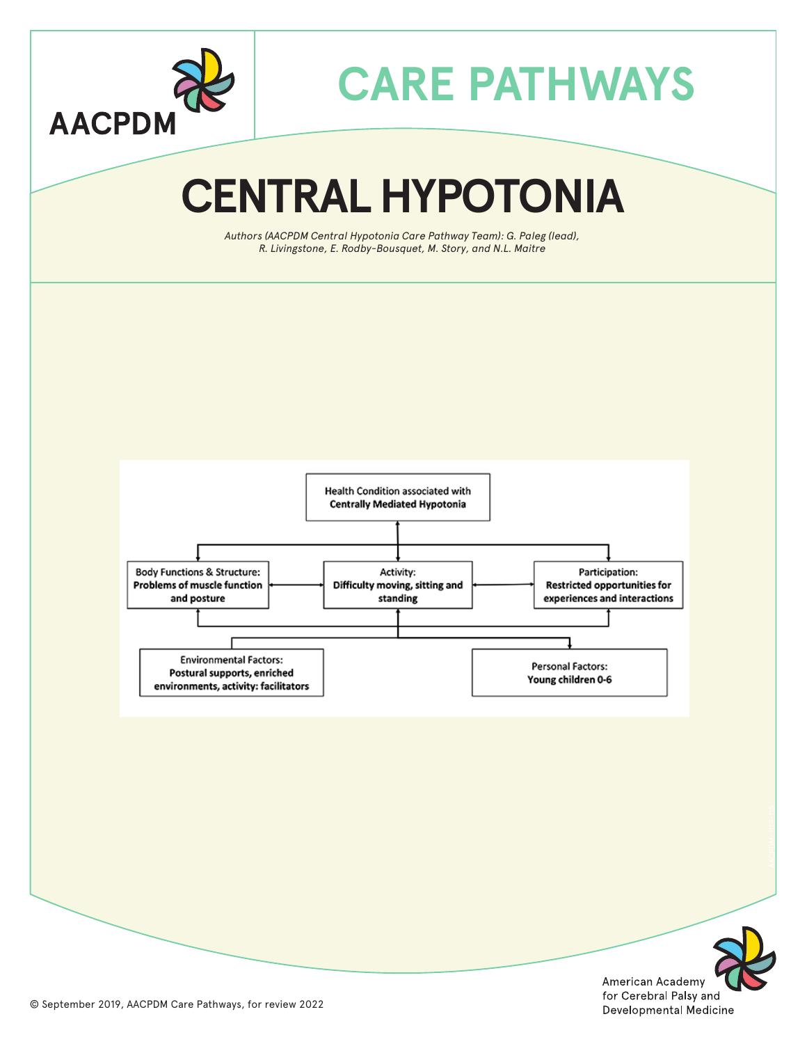# CARE PATHWAYS

# CENTRAL HYPOTONIA

*Authors (AACPDM Central Hypotonia Care Pathway Team): G. Paleg (lead), R. Livingstone, E. Rodby-Bousquet, M. Story, and N.L. Maitre*

Health Condition associated with **Centrally Mediated Hypotonia**

Body Functions & Structure: **Problems of muscle function and posture**

Activity: **Difficulty moving, sitting and standing**

Participation: **Restricted opportunities for experiences and interactions**

Environmental Factors: **Postural supports, enriched environments, activity: facilitators**

Personal Factors: **Young children 0-6**

© September 2019, AACPDM Care Pathways, for review 2022

American Academy for Cerebral Palsy and Developmental Medicine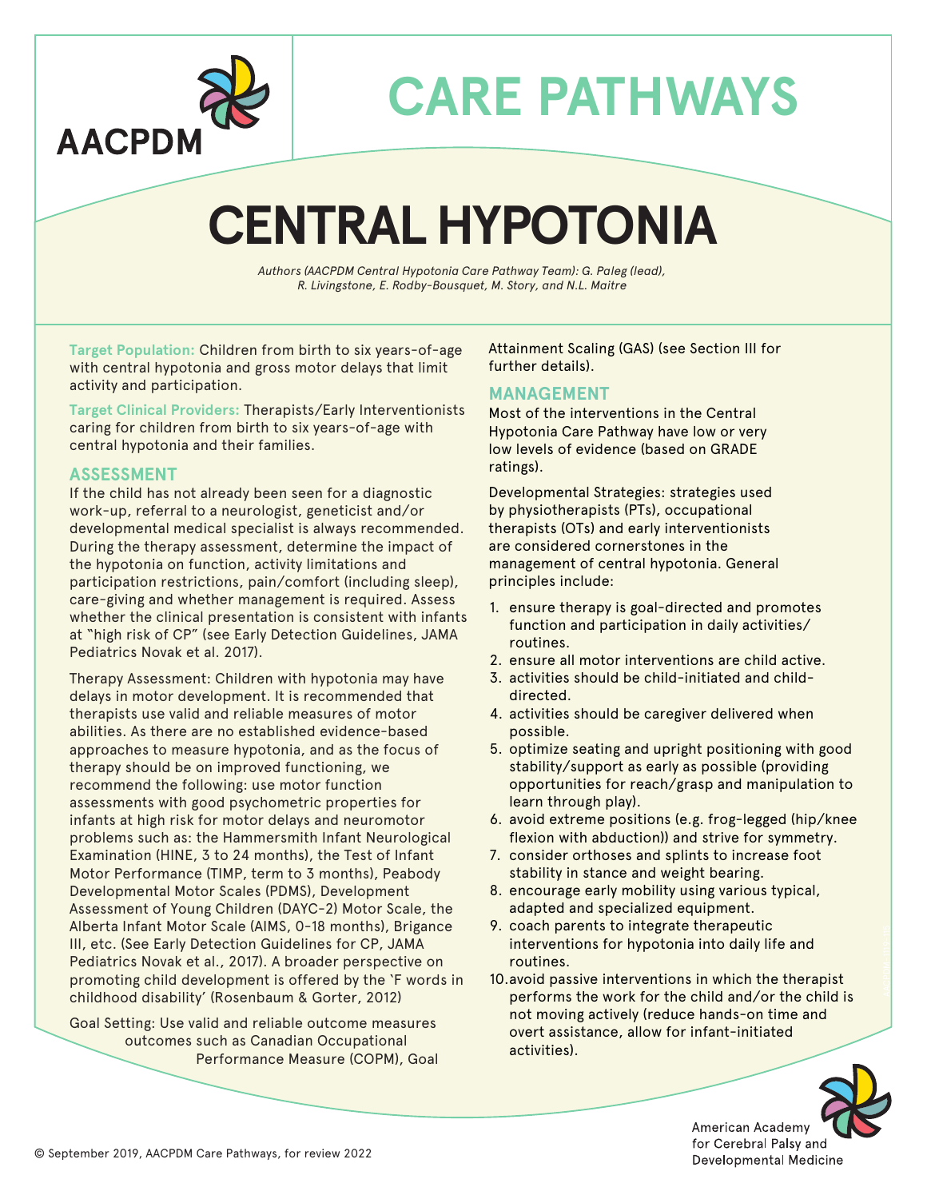# CARE PATHWAYS

# CENTRAL HYPOTONIA

*Authors (AACPDM Central Hypotonia Care Pathway Team): G. Paleg (lead), R. Livingstone, E. Rodby-Bousquet, M. Story, and N.L. Maitre*

**Target Population:** Children from birth to six years-of-age with central hypotonia and gross motor delays that limit activity and participation.

**Target Clinical Providers:** Therapists/Early Interventionists caring for children from birth to six years-of-age with central hypotonia and their families.

## ASSESSMENT

If the child has not already been seen for a diagnostic work-up, referral to a neurologist, geneticist and/or developmental medical specialist is always recommended. During the therapy assessment, determine the impact of the hypotonia on function, activity limitations and participation restrictions, pain/comfort (including sleep), care-giving and whether management is required. Assess whether the clinical presentation is consistent with infants at "high risk of CP" (see Early Detection Guidelines, JAMA Pediatrics Novak et al. 2017).

Therapy Assessment: Children with hypotonia may have delays in motor development. It is recommended that therapists use valid and reliable measures of motor abilities. As there are no established evidence-based approaches to measure hypotonia, and as the focus of therapy should be on improved functioning, we recommend the following: use motor function assessments with good psychometric properties for infants at high risk for motor delays and neuromotor problems such as: the Hammersmith Infant Neurological Examination (HINE, 3 to 24 months), the Test of Infant Motor Performance (TIMP, term to 3 months), Peabody Developmental Motor Scales (PDMS), Development Assessment of Young Children (DAYC-2) Motor Scale, the Alberta Infant Motor Scale (AIMS, 0-18 months), Brigance III, etc. (See Early Detection Guidelines for CP, JAMA Pediatrics Novak et al., 2017). A broader perspective on promoting child development is offered by the 'F words in childhood disability' (Rosenbaum & Gorter, 2012)

Goal Setting: Use valid and reliable outcome measures outcomes such as Canadian Occupational Performance Measure (COPM), Goal Attainment Scaling (GAS) (see Section III for further details).

## MANAGEMENT

Most of the interventions in the Central Hypotonia Care Pathway have low or very low levels of evidence (based on GRADE ratings).

Developmental Strategies: strategies used by physiotherapists (PTs), occupational therapists (OTs) and early interventionists are considered cornerstones in the management of central hypotonia. General principles include:

1. ensure therapy is goal-directed and promotes function and participation in daily activities/ routines.
2. ensure all motor interventions are child active.
3. activities should be child-initiated and child-directed.
4. activities should be caregiver delivered when possible.
5. optimize seating and upright positioning with good stability/support as early as possible (providing opportunities for reach/grasp and manipulation to learn through play).
6. avoid extreme positions (e.g. frog-legged (hip/knee flexion with abduction)) and strive for symmetry.
7. consider orthoses and splints to increase foot stability in stance and weight bearing.
8. encourage early mobility using various typical, adapted and specialized equipment.
9. coach parents to integrate therapeutic interventions for hypotonia into daily life and routines.
10. avoid passive interventions in which the therapist performs the work for the child and/or the child is not moving actively (reduce hands-on time and overt assistance, allow for infant-initiated activities).

© September 2019, AACPDM Care Pathways, for review 2022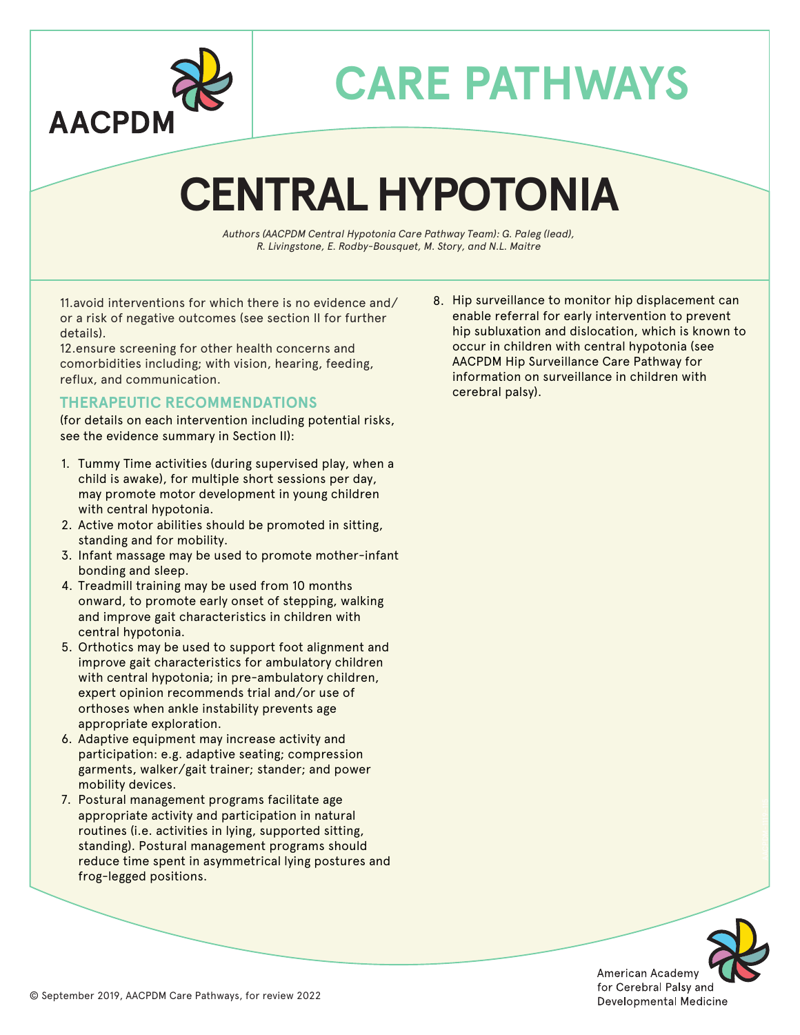# CARE PATHWAYS

# CENTRAL HYPOTONIA

*Authors (AACPDM Central Hypotonia Care Pathway Team): G. Paleg (lead), R. Livingstone, E. Rodby-Bousquet, M. Story, and N.L. Maitre*

11. avoid interventions for which there is no evidence and/or a risk of negative outcomes (see section II for further details).
12. ensure screening for other health concerns and comorbidities including; with vision, hearing, feeding, reflux, and communication.

### THERAPEUTIC RECOMMENDATIONS

(for details on each intervention including potential risks, see the evidence summary in Section II):

1. Tummy Time activities (during supervised play, when a child is awake), for multiple short sessions per day, may promote motor development in young children with central hypotonia.
2. Active motor abilities should be promoted in sitting, standing and for mobility.
3. Infant massage may be used to promote mother-infant bonding and sleep.
4. Treadmill training may be used from 10 months onward, to promote early onset of stepping, walking and improve gait characteristics in children with central hypotonia.
5. Orthotics may be used to support foot alignment and improve gait characteristics for ambulatory children with central hypotonia; in pre-ambulatory children, expert opinion recommends trial and/or use of orthoses when ankle instability prevents age appropriate exploration.
6. Adaptive equipment may increase activity and participation: e.g. adaptive seating; compression garments, walker/gait trainer; stander; and power mobility devices.
7. Postural management programs facilitate age appropriate activity and participation in natural routines (i.e. activities in lying, supported sitting, standing). Postural management programs should reduce time spent in asymmetrical lying postures and frog-legged positions.
8. Hip surveillance to monitor hip displacement can enable referral for early intervention to prevent hip subluxation and dislocation, which is known to occur in children with central hypotonia (see AACPDM Hip Surveillance Care Pathway for information on surveillance in children with cerebral palsy).

© September 2019, AACPDM Care Pathways, for review 2022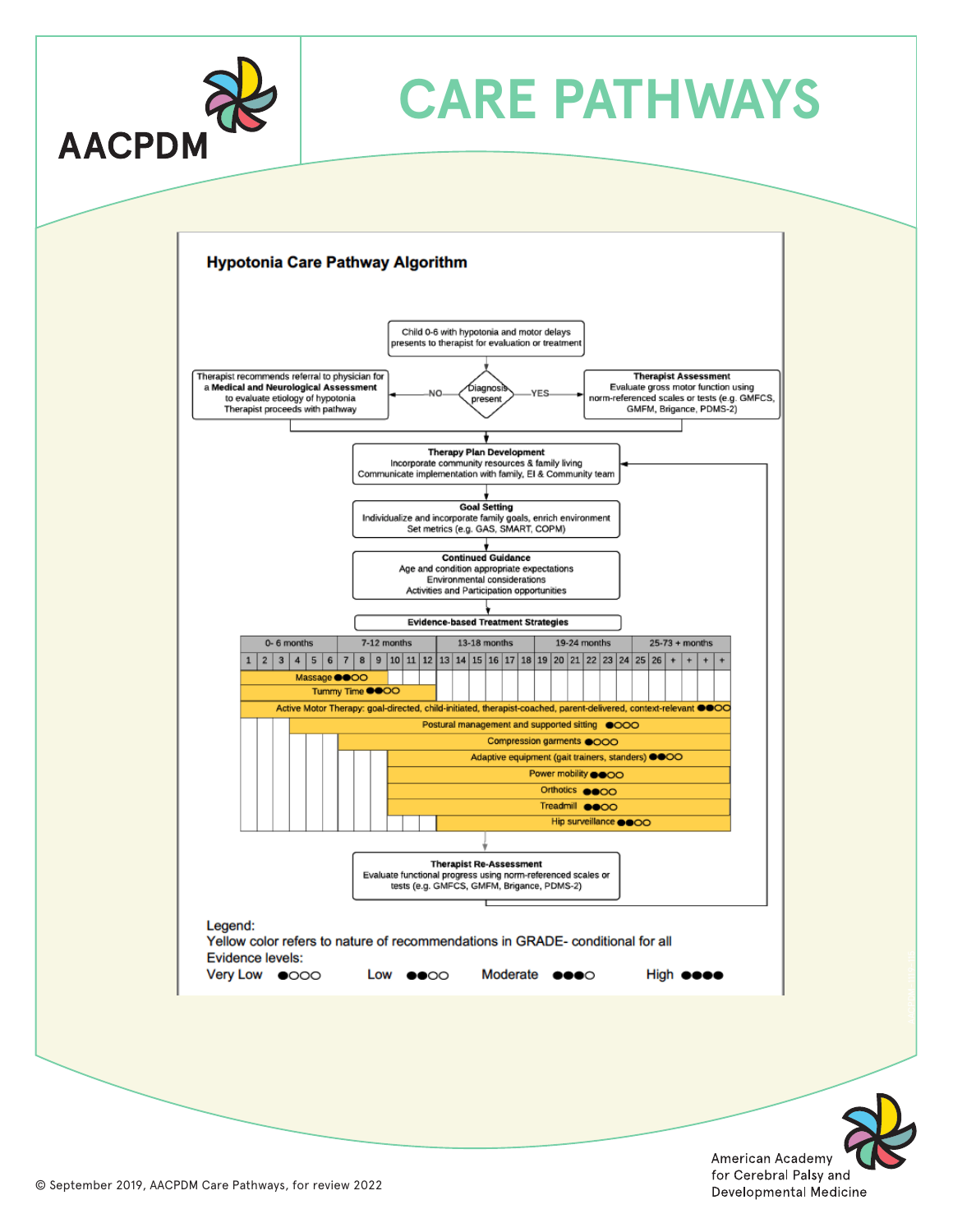# CARE PATHWAYS

AACPDM

## Hypotonia Care Pathway Algorithm

Child 0-6 with hypotonia and motor delays presents to therapist for evaluation or treatment

Diagnosis present

NO: Therapist recommends referral to physician for a **Medical and Neurological Assessment** to evaluate etiology of hypotonia. Therapist proceeds with pathway

YES: **Therapist Assessment** — Evaluate gross motor function using norm-referenced scales or tests (e.g. GMFCS, GMFM, Brigance, PDMS-2)

**Therapy Plan Development**
Incorporate community resources & family living
Communicate implementation with family, EI & Community team

**Goal Setting**
Individualize and incorporate family goals, enrich environment
Set metrics (e.g. GAS, SMART, COPM)

**Continued Guidance**
Age and condition appropriate expectations
Environmental considerations
Activities and Participation opportunities

**Evidence-based Treatment Strategies**

0- 6 months
7-12 months
13-18 months
19-24 months
25-73 + months

1 2 3 4 5 6 7 8 9 10 11 12 13 14 15 16 17 18 19 20 21 22 23 24 25 26 + + + +

Massage ●●○○
Tummy Time ●●○○
Active Motor Therapy: goal-directed, child-initiated, therapist-coached, parent-delivered, context-relevant ●●○○
Postural management and supported sitting ●○○○
Compression garments ●○○○
Adaptive equipment (gait trainers, standers) ●●○○
Power mobility ●●○○
Orthotics ●●○○
Treadmill ●●○○
Hip surveillance ●●○○

**Therapist Re-Assessment**
Evaluate functional progress using norm-referenced scales or tests (e.g. GMFCS, GMFM, Brigance, PDMS-2)

Legend:
Yellow color refers to nature of recommendations in GRADE- conditional for all
Evidence levels:
Very Low ●○○○ Low ●●○○ Moderate ●●●○ High ●●●●

© September 2019, AACPDM Care Pathways, for review 2022

American Academy for Cerebral Palsy and Developmental Medicine